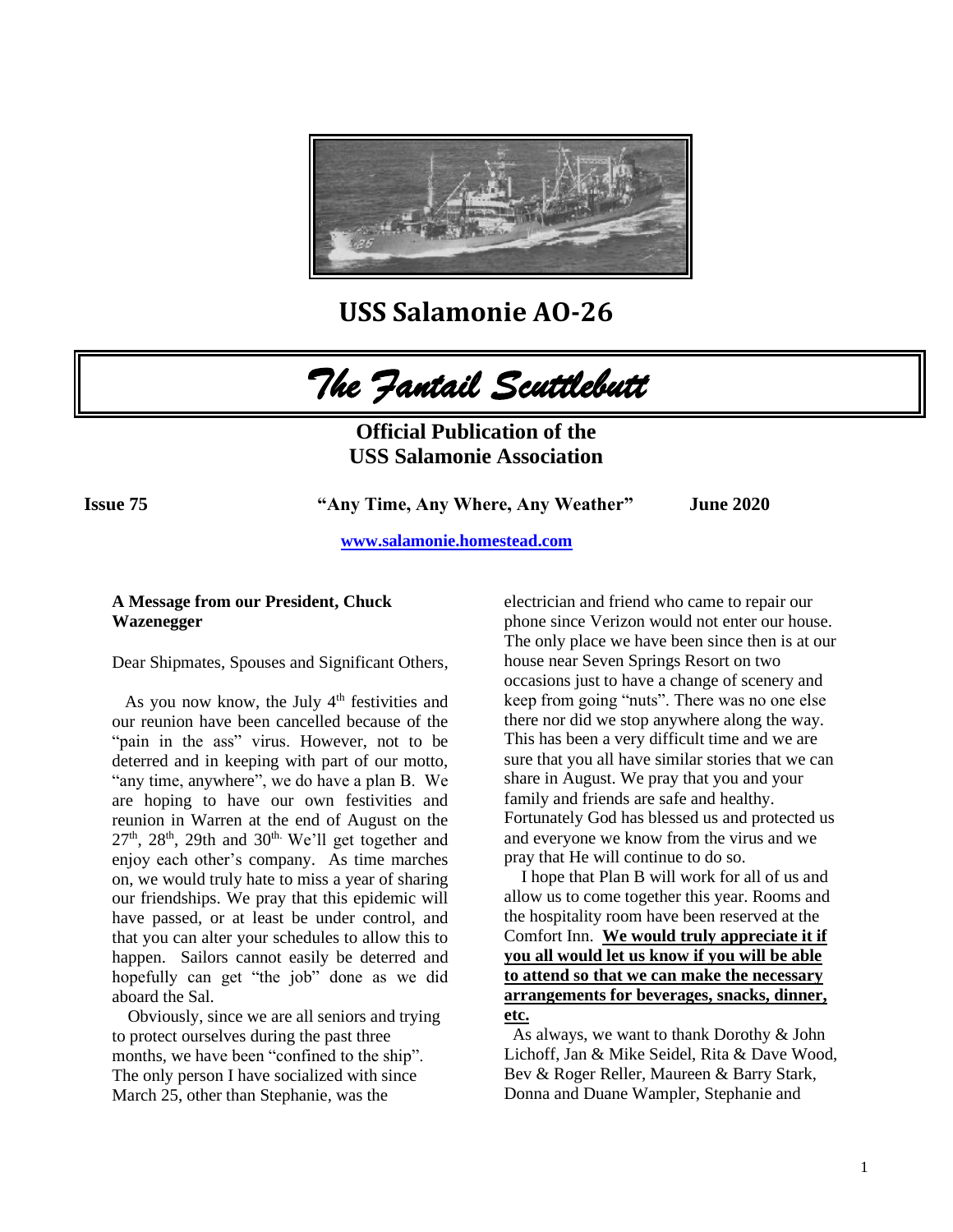# USS Salamonie AO-26

# *The Fantail Scuttlebutt*

**Official Publication of the USS Salamonie Association**

**Issue 75** **"Any Time, Any Where, Any Weather"** **June 2020**

**www.salamonie.homestead.com**

**A Message from our President, Chuck Wazenegger**

Dear Shipmates, Spouses and Significant Others,

As you now know, the July 4th festivities and our reunion have been cancelled because of the "pain in the ass" virus. However, not to be deterred and in keeping with part of our motto, "any time, anywhere", we do have a plan B. We are hoping to have our own festivities and reunion in Warren at the end of August on the 27th, 28th, 29th and 30th. We'll get together and enjoy each other's company. As time marches on, we would truly hate to miss a year of sharing our friendships. We pray that this epidemic will have passed, or at least be under control, and that you can alter your schedules to allow this to happen. Sailors cannot easily be deterred and hopefully can get "the job" done as we did aboard the Sal.

Obviously, since we are all seniors and trying to protect ourselves during the past three months, we have been "confined to the ship". The only person I have socialized with since March 25, other than Stephanie, was the electrician and friend who came to repair our phone since Verizon would not enter our house. The only place we have been since then is at our house near Seven Springs Resort on two occasions just to have a change of scenery and keep from going "nuts". There was no one else there nor did we stop anywhere along the way. This has been a very difficult time and we are sure that you all have similar stories that we can share in August. We pray that you and your family and friends are safe and healthy. Fortunately God has blessed us and protected us and everyone we know from the virus and we pray that He will continue to do so.

I hope that Plan B will work for all of us and allow us to come together this year. Rooms and the hospitality room have been reserved at the Comfort Inn. **We would truly appreciate it if you all would let us know if you will be able to attend so that we can make the necessary arrangements for beverages, snacks, dinner, etc.**

As always, we want to thank Dorothy & John Lichoff, Jan & Mike Seidel, Rita & Dave Wood, Bev & Roger Reller, Maureen & Barry Stark, Donna and Duane Wampler, Stephanie and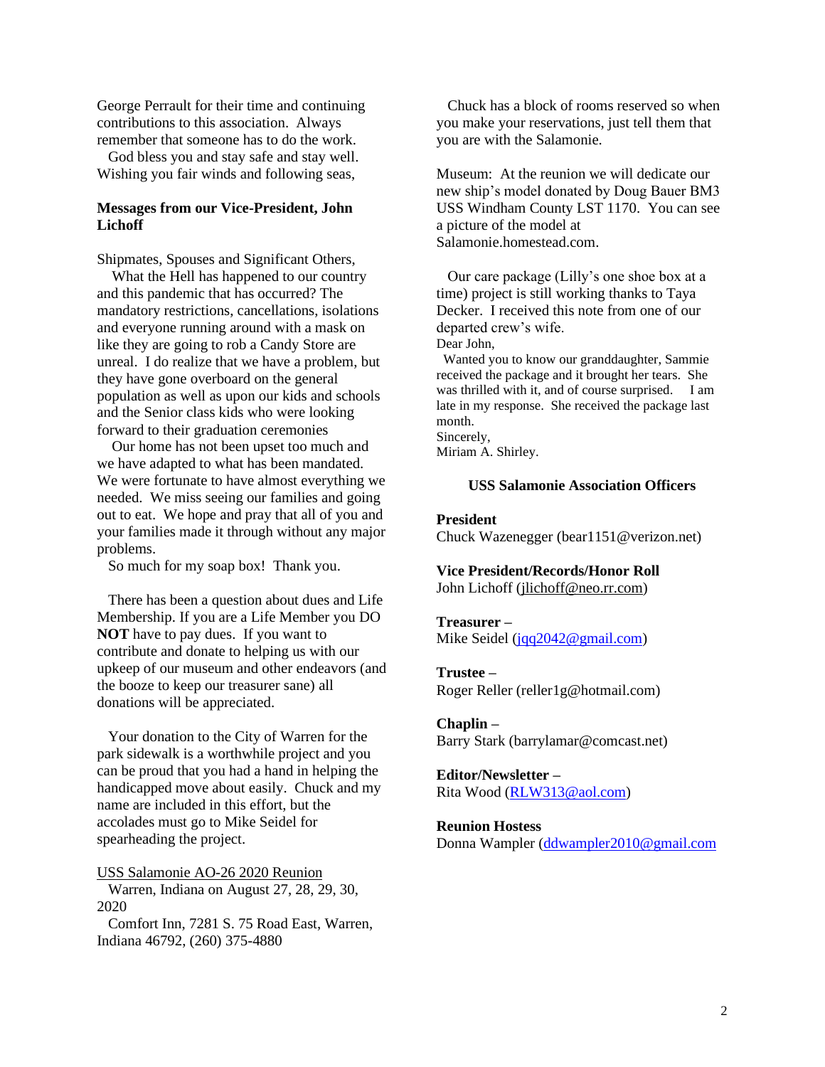George Perrault for their time and continuing contributions to this association. Always remember that someone has to do the work.

God bless you and stay safe and stay well. Wishing you fair winds and following seas,

**Messages from our Vice-President, John Lichoff**

Shipmates, Spouses and Significant Others,

What the Hell has happened to our country and this pandemic that has occurred? The mandatory restrictions, cancellations, isolations and everyone running around with a mask on like they are going to rob a Candy Store are unreal. I do realize that we have a problem, but they have gone overboard on the general population as well as upon our kids and schools and the Senior class kids who were looking forward to their graduation ceremonies

Our home has not been upset too much and we have adapted to what has been mandated. We were fortunate to have almost everything we needed. We miss seeing our families and going out to eat. We hope and pray that all of you and your families made it through without any major problems.

So much for my soap box! Thank you.

There has been a question about dues and Life Membership. If you are a Life Member you DO **NOT** have to pay dues. If you want to contribute and donate to helping us with our upkeep of our museum and other endeavors (and the booze to keep our treasurer sane) all donations will be appreciated.

Your donation to the City of Warren for the park sidewalk is a worthwhile project and you can be proud that you had a hand in helping the handicapped move about easily. Chuck and my name are included in this effort, but the accolades must go to Mike Seidel for spearheading the project.

USS Salamonie AO-26 2020 Reunion

Warren, Indiana on August 27, 28, 29, 30, 2020

Comfort Inn, 7281 S. 75 Road East, Warren, Indiana 46792, (260) 375-4880

Chuck has a block of rooms reserved so when you make your reservations, just tell them that you are with the Salamonie.

Museum: At the reunion we will dedicate our new ship's model donated by Doug Bauer BM3 USS Windham County LST 1170. You can see a picture of the model at Salamonie.homestead.com.

Our care package (Lilly's one shoe box at a time) project is still working thanks to Taya Decker. I received this note from one of our departed crew's wife.

Dear John,

Wanted you to know our granddaughter, Sammie received the package and it brought her tears. She was thrilled with it, and of course surprised. I am late in my response. She received the package last month.

Sincerely,

Miriam A. Shirley.

**USS Salamonie Association Officers**

**President**
Chuck Wazenegger (bear1151@verizon.net)

**Vice President/Records/Honor Roll**
John Lichoff (jlichoff@neo.rr.com)

**Treasurer –**
Mike Seidel (jqq2042@gmail.com)

**Trustee –**
Roger Reller (reller1g@hotmail.com)

**Chaplin –**
Barry Stark (barrylamar@comcast.net)

**Editor/Newsletter –**
Rita Wood (RLW313@aol.com)

**Reunion Hostess**
Donna Wampler (ddwampler2010@gmail.com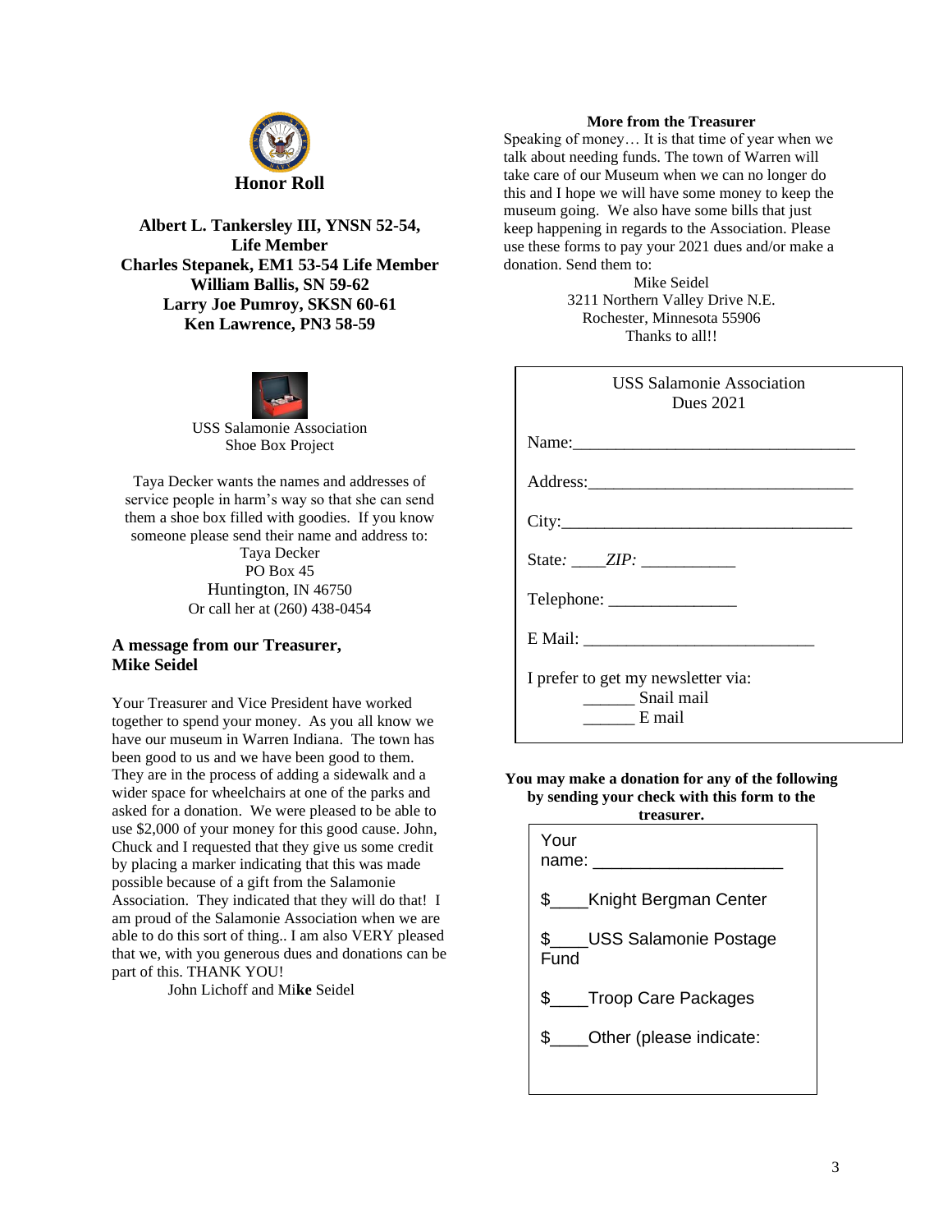## Honor Roll

**Albert L. Tankersley III, YNSN 52-54, Life Member**
**Charles Stepanek, EM1 53-54 Life Member**
**William Ballis, SN 59-62**
**Larry Joe Pumroy, SKSN 60-61**
**Ken Lawrence, PN3 58-59**

USS Salamonie Association
Shoe Box Project

Taya Decker wants the names and addresses of service people in harm's way so that she can send them a shoe box filled with goodies. If you know someone please send their name and address to:
Taya Decker
PO Box 45
Huntington, IN 46750
Or call her at (260) 438-0454

### A message from our Treasurer, Mike Seidel

Your Treasurer and Vice President have worked together to spend your money. As you all know we have our museum in Warren Indiana. The town has been good to us and we have been good to them. They are in the process of adding a sidewalk and a wider space for wheelchairs at one of the parks and asked for a donation. We were pleased to be able to use $2,000 of your money for this good cause. John, Chuck and I requested that they give us some credit by placing a marker indicating that this was made possible because of a gift from the Salamonie Association. They indicated that they will do that! I am proud of the Salamonie Association when we are able to do this sort of thing.. I am also VERY pleased that we, with you generous dues and donations can be part of this. THANK YOU!

John Lichoff and Mike Seidel

### More from the Treasurer

Speaking of money… It is that time of year when we talk about needing funds. The town of Warren will take care of our Museum when we can no longer do this and I hope we will have some money to keep the museum going. We also have some bills that just keep happening in regards to the Association. Please use these forms to pay your 2021 dues and/or make a donation. Send them to:

Mike Seidel
3211 Northern Valley Drive N.E.
Rochester, Minnesota 55906
Thanks to all!!

USS Salamonie Association
Dues 2021

Name:___________________________________

Address:_________________________________

City:____________________________________

State: ____*ZIP:* ___________

Telephone: _______________

E Mail: ____________________________

I prefer to get my newsletter via:
______ Snail mail
______ E mail

**You may make a donation for any of the following by sending your check with this form to the treasurer.**

Your name: ____________________

$____Knight Bergman Center

$____USS Salamonie Postage Fund

$____Troop Care Packages

$____Other (please indicate: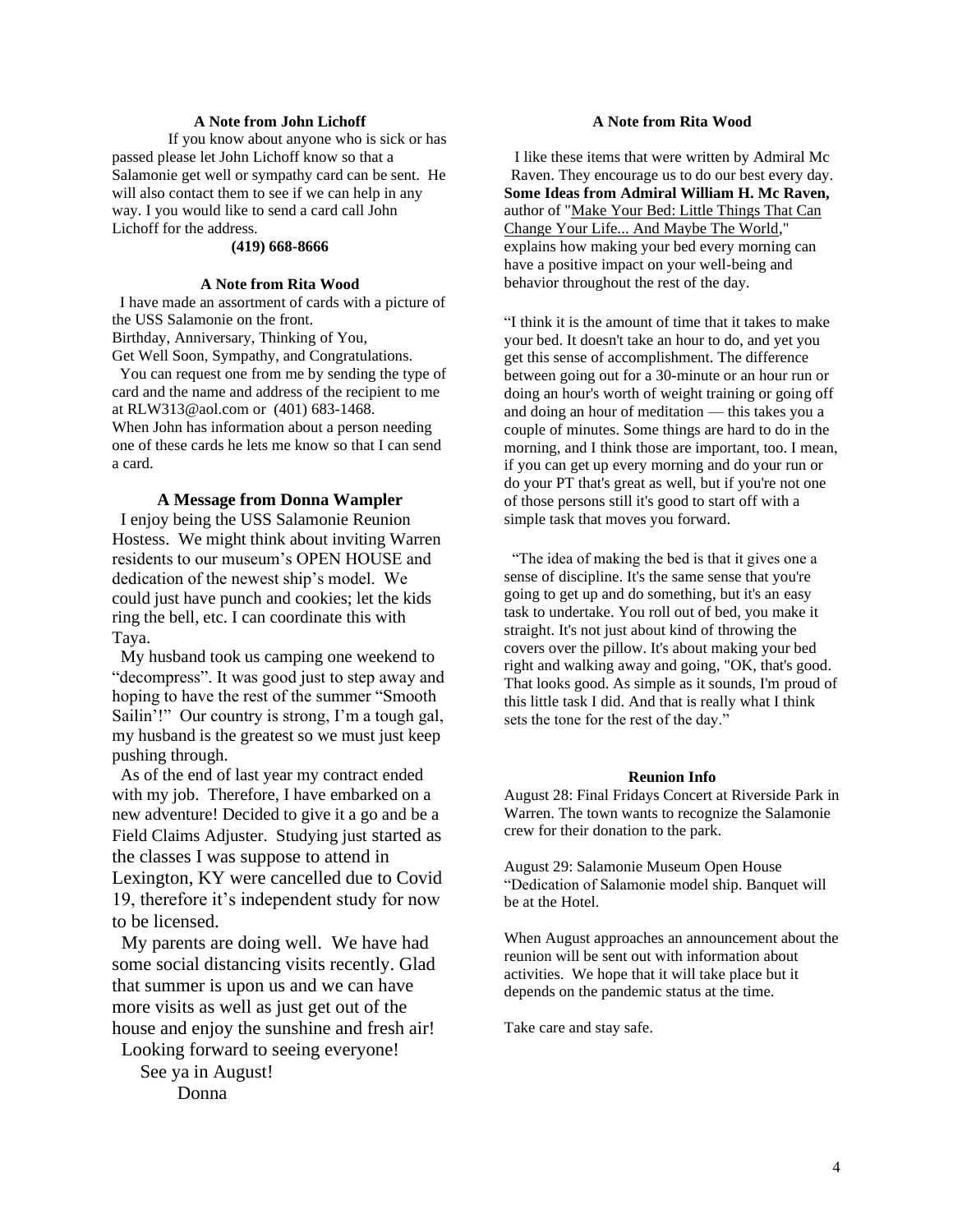### A Note from John Lichoff

If you know about anyone who is sick or has passed please let John Lichoff know so that a Salamonie get well or sympathy card can be sent. He will also contact them to see if we can help in any way. I you would like to send a card call John Lichoff for the address.

**(419) 668-8666**

### A Note from Rita Wood

I have made an assortment of cards with a picture of the USS Salamonie on the front.
Birthday, Anniversary, Thinking of You, Get Well Soon, Sympathy, and Congratulations.

You can request one from me by sending the type of card and the name and address of the recipient to me at RLW313@aol.com or (401) 683-1468.
When John has information about a person needing one of these cards he lets me know so that I can send a card.

### A Message from Donna Wampler

I enjoy being the USS Salamonie Reunion Hostess. We might think about inviting Warren residents to our museum's OPEN HOUSE and dedication of the newest ship's model. We could just have punch and cookies; let the kids ring the bell, etc. I can coordinate this with Taya.

My husband took us camping one weekend to "decompress". It was good just to step away and hoping to have the rest of the summer "Smooth Sailin'!" Our country is strong, I'm a tough gal, my husband is the greatest so we must just keep pushing through.

As of the end of last year my contract ended with my job. Therefore, I have embarked on a new adventure! Decided to give it a go and be a Field Claims Adjuster. Studying just started as the classes I was suppose to attend in Lexington, KY were cancelled due to Covid 19, therefore it's independent study for now to be licensed.

My parents are doing well. We have had some social distancing visits recently. Glad that summer is upon us and we can have more visits as well as just get out of the house and enjoy the sunshine and fresh air!

Looking forward to seeing everyone!

See ya in August!

Donna

### A Note from Rita Wood

I like these items that were written by Admiral Mc Raven. They encourage us to do our best every day.

**Some Ideas from Admiral William H. Mc Raven,** author of "Make Your Bed: Little Things That Can Change Your Life... And Maybe The World," explains how making your bed every morning can have a positive impact on your well-being and behavior throughout the rest of the day.

"I think it is the amount of time that it takes to make your bed. It doesn't take an hour to do, and yet you get this sense of accomplishment. The difference between going out for a 30-minute or an hour run or doing an hour's worth of weight training or going off and doing an hour of meditation — this takes you a couple of minutes. Some things are hard to do in the morning, and I think those are important, too. I mean, if you can get up every morning and do your run or do your PT that's great as well, but if you're not one of those persons still it's good to start off with a simple task that moves you forward.

"The idea of making the bed is that it gives one a sense of discipline. It's the same sense that you're going to get up and do something, but it's an easy task to undertake. You roll out of bed, you make it straight. It's not just about kind of throwing the covers over the pillow. It's about making your bed right and walking away and going, "OK, that's good. That looks good. As simple as it sounds, I'm proud of this little task I did. And that is really what I think sets the tone for the rest of the day."

### Reunion Info

August 28: Final Fridays Concert at Riverside Park in Warren. The town wants to recognize the Salamonie crew for their donation to the park.

August 29: Salamonie Museum Open House "Dedication of Salamonie model ship. Banquet will be at the Hotel.

When August approaches an announcement about the reunion will be sent out with information about activities. We hope that it will take place but it depends on the pandemic status at the time.

Take care and stay safe.